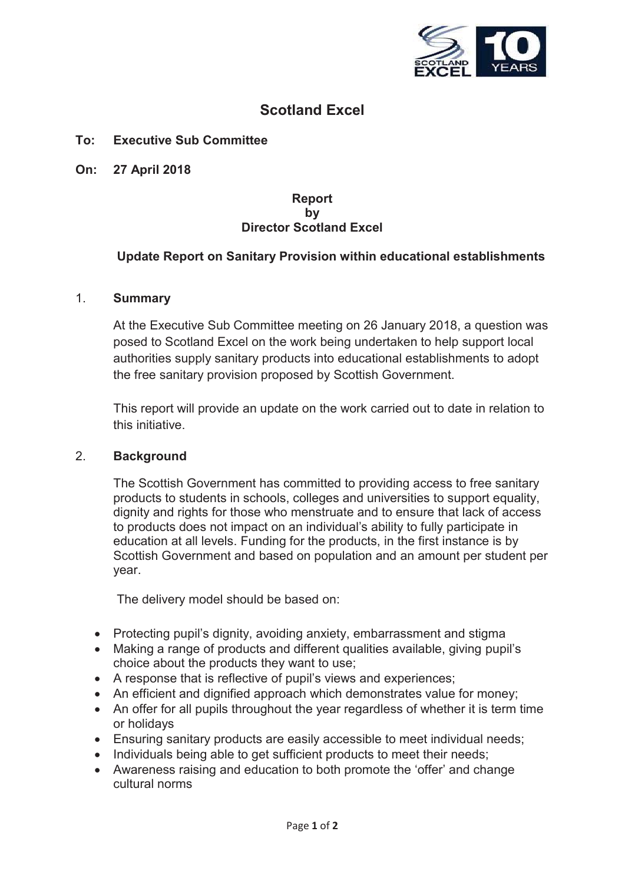# Scotland Excel

**To: Executive Sub Committee**

**On: 27 April 2018**

**Report**
**by**
**Director Scotland Excel**

## Update Report on Sanitary Provision within educational establishments

## 1. Summary

At the Executive Sub Committee meeting on 26 January 2018, a question was posed to Scotland Excel on the work being undertaken to help support local authorities supply sanitary products into educational establishments to adopt the free sanitary provision proposed by Scottish Government.

This report will provide an update on the work carried out to date in relation to this initiative.

## 2. Background

The Scottish Government has committed to providing access to free sanitary products to students in schools, colleges and universities to support equality, dignity and rights for those who menstruate and to ensure that lack of access to products does not impact on an individual's ability to fully participate in education at all levels. Funding for the products, in the first instance is by Scottish Government and based on population and an amount per student per year.

The delivery model should be based on:

- Protecting pupil's dignity, avoiding anxiety, embarrassment and stigma
- Making a range of products and different qualities available, giving pupil's choice about the products they want to use;
- A response that is reflective of pupil's views and experiences;
- An efficient and dignified approach which demonstrates value for money;
- An offer for all pupils throughout the year regardless of whether it is term time or holidays
- Ensuring sanitary products are easily accessible to meet individual needs;
- Individuals being able to get sufficient products to meet their needs;
- Awareness raising and education to both promote the 'offer' and change cultural norms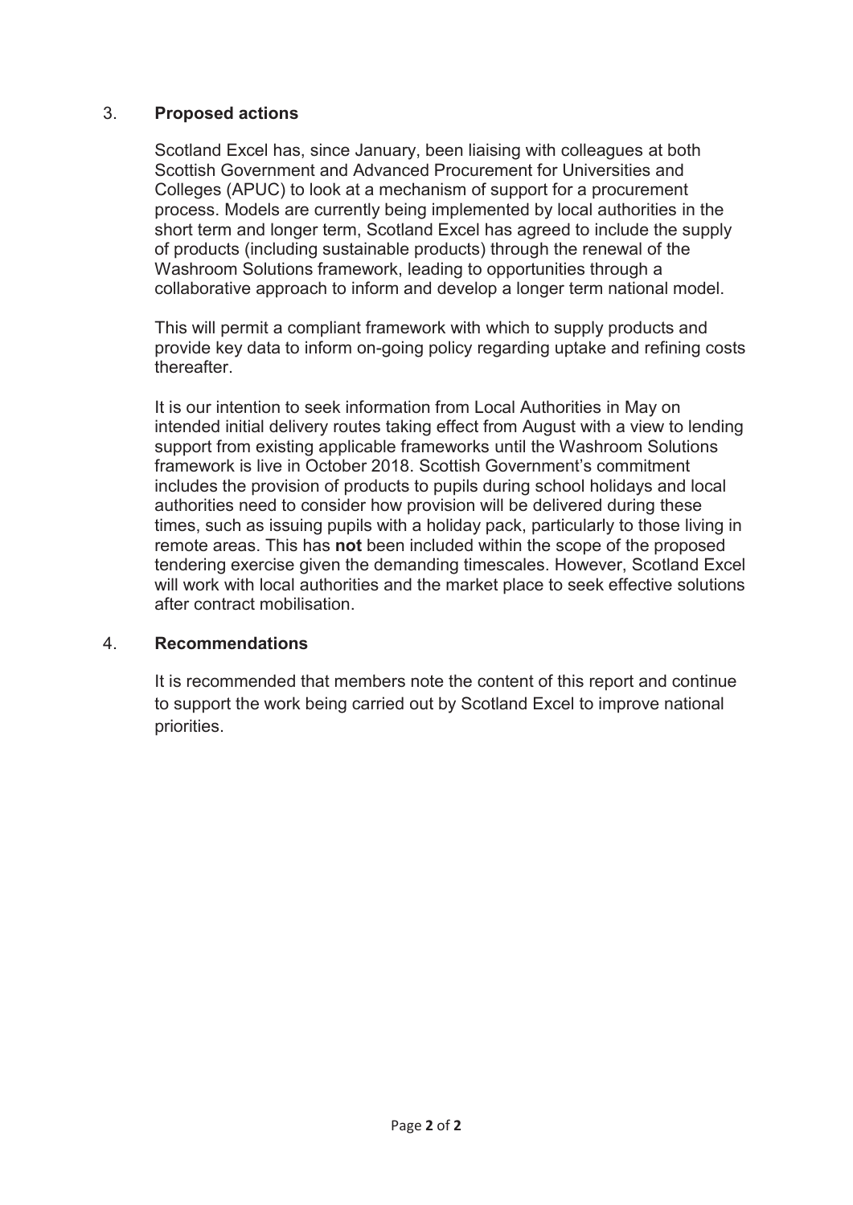## 3. Proposed actions

Scotland Excel has, since January, been liaising with colleagues at both Scottish Government and Advanced Procurement for Universities and Colleges (APUC) to look at a mechanism of support for a procurement process. Models are currently being implemented by local authorities in the short term and longer term, Scotland Excel has agreed to include the supply of products (including sustainable products) through the renewal of the Washroom Solutions framework, leading to opportunities through a collaborative approach to inform and develop a longer term national model.

This will permit a compliant framework with which to supply products and provide key data to inform on-going policy regarding uptake and refining costs thereafter.

It is our intention to seek information from Local Authorities in May on intended initial delivery routes taking effect from August with a view to lending support from existing applicable frameworks until the Washroom Solutions framework is live in October 2018. Scottish Government's commitment includes the provision of products to pupils during school holidays and local authorities need to consider how provision will be delivered during these times, such as issuing pupils with a holiday pack, particularly to those living in remote areas. This has **not** been included within the scope of the proposed tendering exercise given the demanding timescales. However, Scotland Excel will work with local authorities and the market place to seek effective solutions after contract mobilisation.

## 4. Recommendations

It is recommended that members note the content of this report and continue to support the work being carried out by Scotland Excel to improve national priorities.